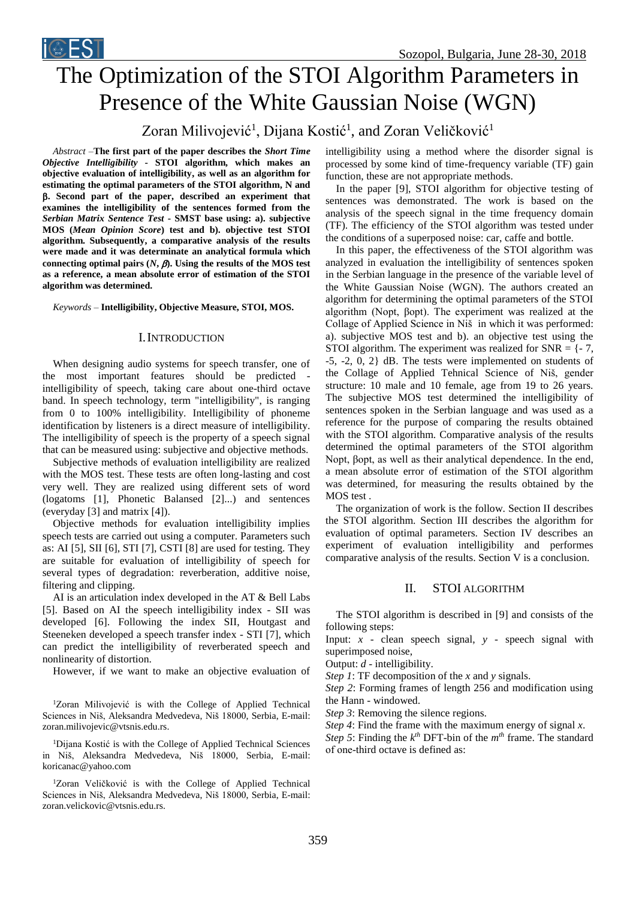# The Optimization of the STOI Algorithm Parameters in Presence of the White Gaussian Noise (WGN)

Zoran Milivojević[1], Dijana Kostić[1], and Zoran Veličković[1]

*Abstract* –**The first part of the paper describes the *Short Time Objective Intelligibility* - STOI algorithm, which makes an objective evaluation of intelligibility, as well as an algorithm for estimating the optimal parameters of the STOI algorithm, N and β. Second part of the paper, described an experiment that examines the intelligibility of the sentences formed from the *Serbian Matrix Sentence Test* - SMST base using: a). subjective MOS (*Mean Opinion Score*) test and b). objective test STOI algorithm. Subsequently, a comparative analysis of the results were made and it was determinate an analytical formula which connecting optimal pairs (*N*, β). Using the results of the MOS test as a reference, a mean absolute error of estimation of the STOI algorithm was determined.**

*Keywords* – **Intelligibility, Objective Measure, STOI, MOS.**

## I. Introduction

When designing audio systems for speech transfer, one of the most important features should be predicted - intelligibility of speech, taking care about one-third octave band. In speech technology, term "intelligibility", is ranging from 0 to 100% intelligibility. Intelligibility of phoneme identification by listeners is a direct measure of intelligibility. The intelligibility of speech is the property of a speech signal that can be measured using: subjective and objective methods.

Subjective methods of evaluation intelligibility are realized with the MOS test. These tests are often long-lasting and cost very well. They are realized using different sets of word (logatoms [1], Phonetic Balansed [2]...) and sentences (everyday [3] and matrix [4]).

Objective methods for evaluation intelligibility implies speech tests are carried out using a computer. Parameters such as: AI [5], SII [6], STI [7], CSTI [8] are used for testing. They are suitable for evaluation of intelligibility of speech for several types of degradation: reverberation, additive noise, filtering and clipping.

AI is an articulation index developed in the AT & Bell Labs [5]. Based on AI the speech intelligibility index - SII was developed [6]. Following the index SII, Houtgast and Steeneken developed a speech transfer index - STI [7], which can predict the intelligibility of reverberated speech and nonlinearity of distortion.

However, if we want to make an objective evaluation of intelligibility using a method where the disorder signal is processed by some kind of time-frequency variable (TF) gain function, these are not appropriate methods.

In the paper [9], STOI algorithm for objective testing of sentences was demonstrated. The work is based on the analysis of the speech signal in the time frequency domain (TF). The efficiency of the STOI algorithm was tested under the conditions of a superposed noise: car, caffe and bottle.

In this paper, the effectiveness of the STOI algorithm was analyzed in evaluation the intelligibility of sentences spoken in the Serbian language in the presence of the variable level of the White Gaussian Noise (WGN). The authors created an algorithm for determining the optimal parameters of the STOI algorithm (Nopt, βopt). The experiment was realized at the Collage of Applied Science in Niš in which it was performed: a). subjective MOS test and b). an objective test using the STOI algorithm. The experiment was realized for SNR = {- 7, -5, -2, 0, 2} dB. The tests were implemented on students of the Collage of Applied Tehnical Science of Niš, gender structure: 10 male and 10 female, age from 19 to 26 years. The subjective MOS test determined the intelligibility of sentences spoken in the Serbian language and was used as a reference for the purpose of comparing the results obtained with the STOI algorithm. Comparative analysis of the results determined the optimal parameters of the STOI algorithm Nopt, βopt, as well as their analytical dependence. In the end, a mean absolute error of estimation of the STOI algorithm was determined, for measuring the results obtained by the MOS test .

The organization of work is the follow. Section II describes the STOI algorithm. Section III describes the algorithm for evaluation of optimal parameters. Section IV describes an experiment of evaluation intelligibility and performes comparative analysis of the results. Section V is a conclusion.

## II. STOI Algorithm

The STOI algorithm is described in [9] and consists of the following steps:

Input: $x$ - clean speech signal, $y$ - speech signal with superimposed noise,

Output: $d$ - intelligibility.

*Step 1*: TF decomposition of the $x$ and $y$ signals.

*Step 2*: Forming frames of length 256 and modification using the Hann - windowed.

*Step 3*: Removing the silence regions.

*Step 4*: Find the frame with the maximum energy of signal $x$.

*Step 5*: Finding the $k^{th}$ DFT-bin of the $m^{th}$ frame. The standard of one-third octave is defined as:

[1]Zoran Milivojević is with the College of Applied Technical Sciences in Niš, Aleksandra Medvedeva, Niš 18000, Serbia, E-mail: zoran.milivojevic@vtsnis.edu.rs.

[1]Dijana Kostić is with the College of Applied Technical Sciences in Niš, Aleksandra Medvedeva, Niš 18000, Serbia, E-mail: koricanac@yahoo.com

[1]Zoran Veličković is with the College of Applied Technical Sciences in Niš, Aleksandra Medvedeva, Niš 18000, Serbia, E-mail: zoran.velickovic@vtsnis.edu.rs.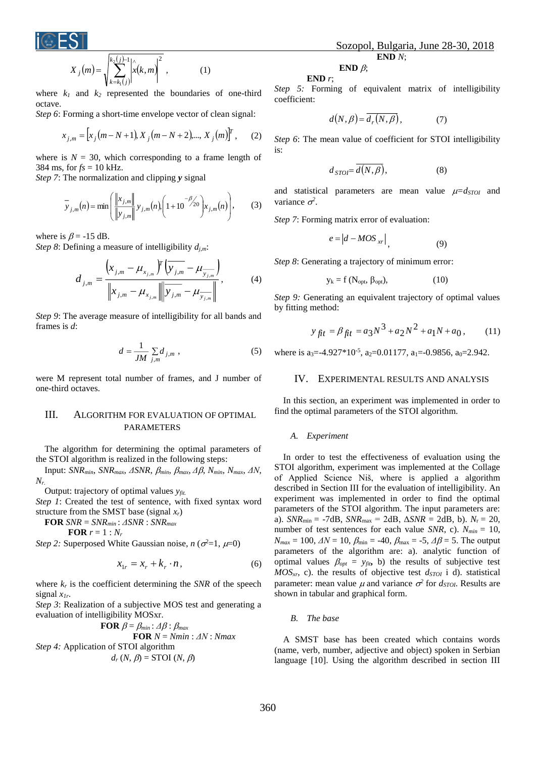$$X_j(m)=\sqrt{\sum_{k=k_1(j)}^{k_2(j)-1}\left|\hat{x}(k,m)\right|^2}\,,\qquad (1)$$

where $k_1$ and $k_2$ represented the boundaries of one-third octave.

*Step 6*: Forming a short-time envelope vector of clean signal:

$$x_{j,m}=\left[x_j(m-N+1),X_j(m-N+2),\ldots,X_j(m)\right]^T,\qquad (2)$$

where is $N$ = 30, which corresponding to a frame length of 384 ms, for $fs$ = 10 kHz.

*Step 7*: The normalization and clipping $\boldsymbol{y}$ signal

$$\overline{y}_{j,m}(n)=\min\left(\frac{\|x_{j,m}\|}{\|y_{j,m}\|}y_{j,m}(n),\left(1+10^{-\beta/20}\right)x_{j,m}(n)\right),\qquad (3)$$

where is $\beta$ = -15 dB.

*Step 8*: Defining a measure of intelligibility $d_{j,m}$:

$$d_{j,m}=\frac{\left(x_{j,m}-\mu_{x_{j,m}}\right)^T\left(\overline{y}_{j,m}-\mu_{\overline{y}_{j,m}}\right)}{\left\|x_{j,m}-\mu_{x_{j,m}}\right\|\left\|\overline{y}_{j,m}-\mu_{\overline{y}_{j,m}}\right\|},\qquad (4)$$

*Step 9*: The average measure of intelligibility for all bands and frames is $d$:

$$d=\frac{1}{JM}\sum_{j,m}d_{j,m}\,,\qquad (5)$$

were M represent total number of frames, and J number of one-third octaves.

## III. Algorithm for Evaluation of Optimal Parameters

The algorithm for determining the optimal parameters of the STOI algorithm is realized in the following steps:

Input: $SNR_{min}$, $SNR_{max}$, $\Delta SNR$, $\beta_{min}$, $\beta_{max}$, $\Delta\beta$, $N_{min}$, $N_{max}$, $\Delta N$, $N_r$.

Output: trajectory of optimal values $y_{fit}$.

*Step 1*: Created the test of sentence, with fixed syntax word structure from the SMST base (signal $x_r$)

**FOR** $SNR = SNR_{min} : \Delta SNR : SNR_{max}$

**FOR** $r = 1 : N_r$

*Step 2:* Superposed White Gaussian noise, $n$ ($\sigma^2$=1, $\mu$=0)

$$x_{1r}=x_r+k_r\cdot n\,,\qquad (6)$$

where $k_r$ is the coefficient determining the $SNR$ of the speech signal $x_{1r}$.

*Step 3*: Realization of a subjective MOS test and generating a evaluation of intelligibility MOSxr.

**FOR** $\beta = \beta_{min} : \Delta\beta : \beta_{max}$

**FOR** $N = Nmin : \Delta N : Nmax$

*Step 4:* Application of STOI algorithm

$d_r(N,\beta) = \text{STOI}(N,\beta)$

**END** $N$;

**END** $\beta$;

**END** $r$;

*Step 5:* Forming of equivalent matrix of intelligibility coefficient:

$$d(N,\beta)=\overline{d_r(N,\beta)}\,,\qquad (7)$$

*Step 6*: The mean value of coefficient for STOI intelligibility is:

$$d_{STOI}=\overline{d(N,\beta)},\qquad (8)$$

and statistical parameters are mean value $\mu$=$d_{STOI}$ and variance $\sigma^2$.

*Step 7*: Forming matrix error of evaluation:

$$e=\left|d-MOS_{xr}\right|,\qquad (9)$$

*Step 8*: Generating a trajectory of minimum error:

$$y_k = f(N_{opt},\beta_{opt}),\qquad (10)$$

*Step 9:* Generating an equivalent trajectory of optimal values by fitting method:

$$y_{fit}=\beta_{fit}=a_3N^3+a_2N^2+a_1N+a_0\,,\qquad (11)$$

where is $a_3$=-4.927\*$10^{-5}$, $a_2$=0.01177, $a_1$=-0.9856, $a_0$=2.942.

## IV. Experimental Results and Analysis

In this section, an experiment was implemented in order to find the optimal parameters of the STOI algorithm.

### A. Experiment

In order to test the effectiveness of evaluation using the STOI algorithm, experiment was implemented at the Collage of Applied Science Niš, where is applied a algorithm described in Section III for the evaluation of intelligibility. An experiment was implemented in order to find the optimal parameters of the STOI algorithm. The input parameters are: a). $SNR_{min}$ = -7dB, $SNR_{max}$ = 2dB, $\Delta SNR$ = 2dB, b). $N_r$ = 20, number of test sentences for each value $SNR$, c). $N_{min}$ = 10, $N_{max}$ = 100, $\Delta N$ = 10, $\beta_{min}$ = -40, $\beta_{max}$ = -5, $\Delta\beta$ = 5. The output parameters of the algorithm are: a). analytic function of optimal values $\beta_{opt}$ = $y_{fit}$, b) the results of subjective test $MOS_{xr}$, c). the results of objective test $d_{STOI}$ i d). statistical parameter: mean value $\mu$ and variance $\sigma^2$ for $d_{STOI}$. Results are shown in tabular and graphical form.

### B. The base

A SMST base has been created which contains words (name, verb, number, adjective and object) spoken in Serbian language [10]. Using the algorithm described in section III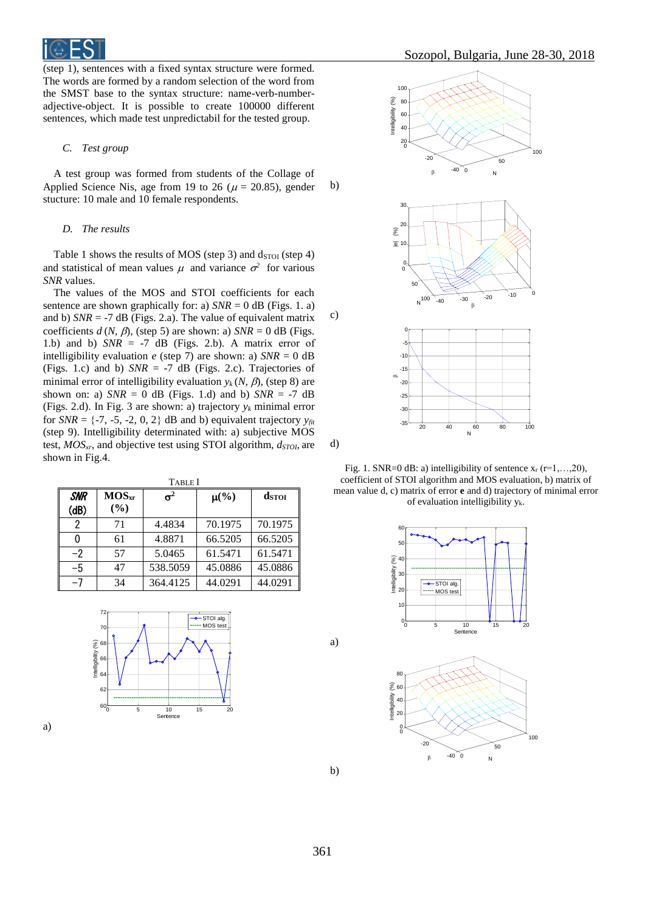(step 1), sentences with a fixed syntax structure were formed. The words are formed by a random selection of the word from the SMST base to the syntax structure: name-verb-number-adjective-object. It is possible to create 100000 different sentences, which made test unpredictabil for the tested group.

### *C. Test group*

A test group was formed from students of the Collage of Applied Science Nis, age from 19 to 26 ($\mu$ = 20.85), gender stucture: 10 male and 10 female respondents.

### *D. The results*

Table 1 shows the results of MOS (step 3) and $d_{STOI}$ (step 4) and statistical of mean values $\mu$ and variance $\sigma^2$ for various *SNR* values.

The values of the MOS and STOI coefficients for each sentence are shown graphically for: a) *SNR* = 0 dB (Figs. 1. a) and b) *SNR* = -7 dB (Figs. 2.a). The value of equivalent matrix coefficients $d$ ($N$, $\beta$), (step 5) are shown: a) *SNR* = 0 dB (Figs. 1.b) and b) *SNR* = -7 dB (Figs. 2.b). A matrix error of intelligibility evaluation $e$ (step 7) are shown: a) *SNR* = 0 dB (Figs. 1.c) and b) *SNR* = -7 dB (Figs. 2.c). Trajectories of minimal error of intelligibility evaluation $y_k$ ($N$, $\beta$), (step 8) are shown on: a) *SNR* = 0 dB (Figs. 1.d) and b) *SNR* = -7 dB (Figs. 2.d). In Fig. 3 are shown: a) trajectory $y_k$ minimal error for *SNR* = {-7, -5, -2, 0, 2} dB and b) equivalent trajectory $y_{fit}$ (step 9). Intelligibility determinated with: a) subjective MOS test, $MOS_{xr}$, and objective test using STOI algorithm, $d_{STOI}$, are shown in Fig.4.

TABLE I

| *SNR* (dB) | $MOS_{xr}$ (%) | $\sigma^2$ | $\mu$(%) | $d_{STOI}$ |
|---|---|---|---|---|
| 2 | 71 | 4.4834 | 70.1975 | 70.1975 |
| 0 | 61 | 4.8871 | 66.5205 | 66.5205 |
| −2 | 57 | 5.0465 | 61.5471 | 61.5471 |
| −5 | 47 | 538.5059 | 45.0886 | 45.0886 |
| −7 | 34 | 364.4125 | 44.0291 | 44.0291 |

a)

b)

c)

d)

Fig. 1. SNR=0 dB: a) intelligibility of sentence $x_r$ (r=1,…,20), coefficient of STOI algorithm and MOS evaluation, b) matrix of mean value d, c) matrix of error **e** and d) trajectory of minimal error of evaluation intelligibility $y_k$.

a)

b)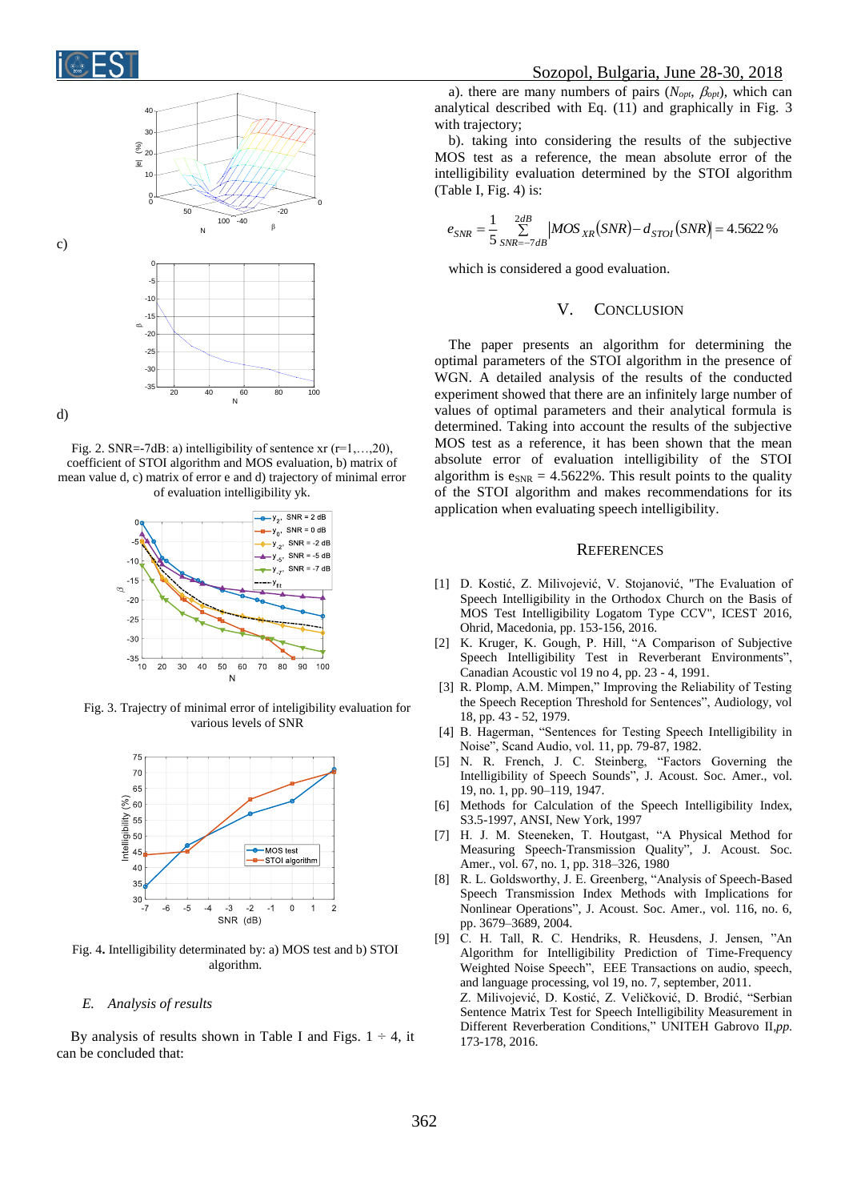40

30

20

|e| (%)

10

0

0

50

100 -40

-20

0

N

β

c)

0

-5

-10

-15

β -20

-25

-30

-35

20 40 60 80 100

N

d)

Fig. 2. SNR=-7dB: a) intelligibility of sentence xr (r=1,…,20), coefficient of STOI algorithm and MOS evaluation, b) matrix of mean value d, c) matrix of error e and d) trajectory of minimal error of evaluation intelligibility yk.

$y_2$, SNR = 2 dB

$y_0$, SNR = 0 dB

$y_{-2}$, SNR = -2 dB

$y_{-5}$, SNR = -5 dB

$y_{-7}$, SNR = -7 dB

$y_{fit}$

0

-5

-10

β -15

-20

-25

-30

-35

10 20 30 40 50 60 70 80 90 100

N

Fig. 3. Trajectry of minimal error of inteligibility evaluation for various levels of SNR

75

70

65

60

Intelligibility (%) 55

50

45

40

35

30

-7 -6 -5 -4 -3 -2 -1 0 1 2

SNR (dB)

MOS test

STOI algorithm

Fig. 4. Intelligibility determinated by: a) MOS test and b) STOI algorithm.

### *E. Analysis of results*

By analysis of results shown in Table I and Figs. 1 ÷ 4, it can be concluded that:

a). there are many numbers of pairs ($N_{opt}$, $\beta_{opt}$), which can analytical described with Eq. (11) and graphically in Fig. 3 with trajectory;

b). taking into considering the results of the subjective MOS test as a reference, the mean absolute error of the intelligibility evaluation determined by the STOI algorithm (Table I, Fig. 4) is:

$$e_{SNR} = \frac{1}{5} \sum_{SNR=-7dB}^{2dB} \left| MOS_{XR}(SNR) - d_{STOI}(SNR) \right| = 4.5622\,\%$$

which is considered a good evaluation.

## V. Conclusion

The paper presents an algorithm for determining the optimal parameters of the STOI algorithm in the presence of WGN. A detailed analysis of the results of the conducted experiment showed that there are an infinitely large number of values of optimal parameters and their analytical formula is determined. Taking into account the results of the subjective MOS test as a reference, it has been shown that the mean absolute error of evaluation intelligibility of the STOI algorithm is $e_{SNR}$ = 4.5622%. This result points to the quality of the STOI algorithm and makes recommendations for its application when evaluating speech intelligibility.

## References

[1] D. Kostić, Z. Milivojević, V. Stojanović, "The Evaluation of Speech Intelligibility in the Orthodox Church on the Basis of MOS Test Intelligibility Logatom Type CCV", ICEST 2016, Ohrid, Macedonia, pp. 153-156, 2016.

[2] K. Kruger, K. Gough, P. Hill, "A Comparison of Subjective Speech Intelligibility Test in Reverberant Environments", Canadian Acoustic vol 19 no 4, pp. 23 - 4, 1991.

[3] R. Plomp, A.M. Mimpen," Improving the Reliability of Testing the Speech Reception Threshold for Sentences", Audiology, vol 18, pp. 43 - 52, 1979.

[4] B. Hagerman, "Sentences for Testing Speech Intelligibility in Noise", Scand Audio, vol. 11, pp. 79-87, 1982.

[5] N. R. French, J. C. Steinberg, "Factors Governing the Intelligibility of Speech Sounds", J. Acoust. Soc. Amer., vol. 19, no. 1, pp. 90–119, 1947.

[6] Methods for Calculation of the Speech Intelligibility Index, S3.5-1997, ANSI, New York, 1997

[7] H. J. M. Steeneken, T. Houtgast, "A Physical Method for Measuring Speech-Transmission Quality", J. Acoust. Soc. Amer., vol. 67, no. 1, pp. 318–326, 1980

[8] R. L. Goldsworthy, J. E. Greenberg, "Analysis of Speech-Based Speech Transmission Index Methods with Implications for Nonlinear Operations", J. Acoust. Soc. Amer., vol. 116, no. 6, pp. 3679–3689, 2004.

[9] C. H. Tall, R. C. Hendriks, R. Heusdens, J. Jensen, "An Algorithm for Intelligibility Prediction of Time-Frequency Weighted Noise Speech", EEE Transactions on audio, speech, and language processing, vol 19, no. 7, september, 2011.
Z. Milivojević, D. Kostić, Z. Veličković, D. Brodić, "Serbian Sentence Matrix Test for Speech Intelligibility Measurement in Different Reverberation Conditions," UNITEH Gabrovo II,*pp.* 173-178, 2016.